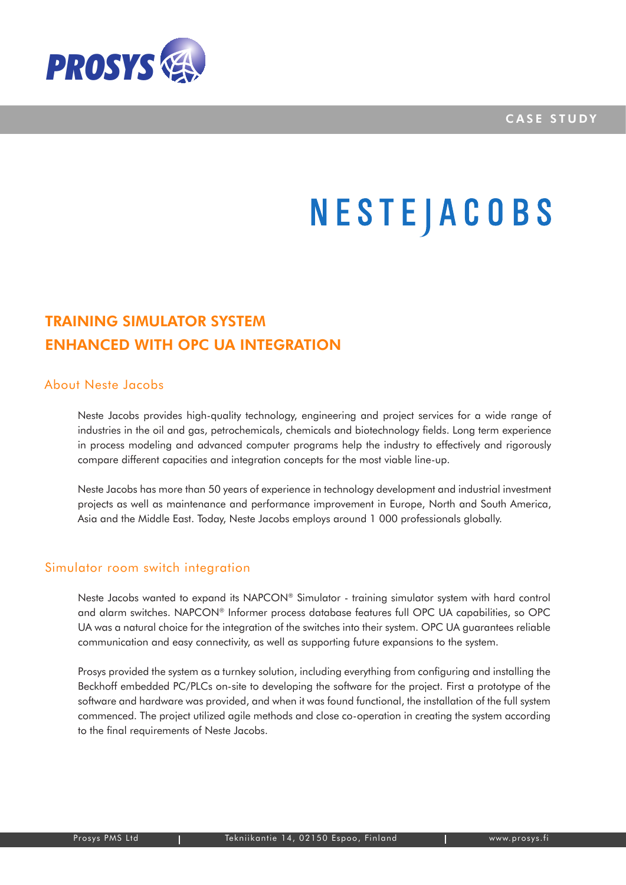PROSYS

CASE STUDY

NESTEJACOBS

# TRAINING SIMULATOR SYSTEM ENHANCED WITH OPC UA INTEGRATION

## About Neste Jacobs

Neste Jacobs provides high-quality technology, engineering and project services for a wide range of industries in the oil and gas, petrochemicals, chemicals and biotechnology fields. Long term experience in process modeling and advanced computer programs help the industry to effectively and rigorously compare different capacities and integration concepts for the most viable line-up.

Neste Jacobs has more than 50 years of experience in technology development and industrial investment projects as well as maintenance and performance improvement in Europe, North and South America, Asia and the Middle East. Today, Neste Jacobs employs around 1 000 professionals globally.

## Simulator room switch integration

Neste Jacobs wanted to expand its NAPCON® Simulator - training simulator system with hard control and alarm switches. NAPCON® Informer process database features full OPC UA capabilities, so OPC UA was a natural choice for the integration of the switches into their system. OPC UA guarantees reliable communication and easy connectivity, as well as supporting future expansions to the system.

Prosys provided the system as a turnkey solution, including everything from configuring and installing the Beckhoff embedded PC/PLCs on-site to developing the software for the project. First a prototype of the software and hardware was provided, and when it was found functional, the installation of the full system commenced. The project utilized agile methods and close co-operation in creating the system according to the final requirements of Neste Jacobs.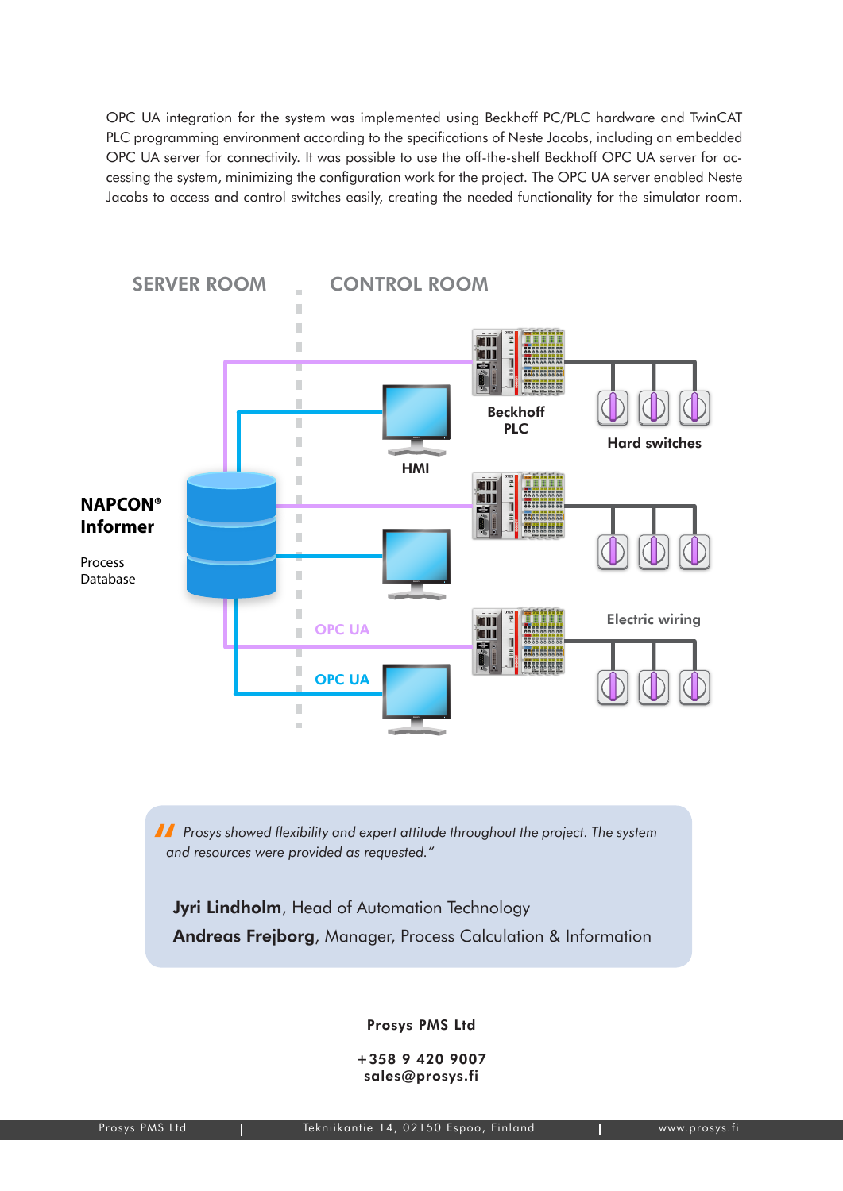OPC UA integration for the system was implemented using Beckhoff PC/PLC hardware and TwinCAT PLC programming environment according to the specifications of Neste Jacobs, including an embedded OPC UA server for connectivity. It was possible to use the off-the-shelf Beckhoff OPC UA server for accessing the system, minimizing the configuration work for the project. The OPC UA server enabled Neste Jacobs to access and control switches easily, creating the needed functionality for the simulator room.

SERVER ROOM

CONTROL ROOM

Beckhoff PLC

Hard switches

HMI

NAPCON® Informer

Process Database

Electric wiring

OPC UA

OPC UA

*"Prosys showed flexibility and expert attitude throughout the project. The system and resources were provided as requested."*

**Jyri Lindholm**, Head of Automation Technology

**Andreas Frejborg**, Manager, Process Calculation & Information

**Prosys PMS Ltd**

**+358 9 420 9007**
**sales@prosys.fi**

Prosys PMS Ltd | Tekniikantie 14, 02150 Espoo, Finland | www.prosys.fi